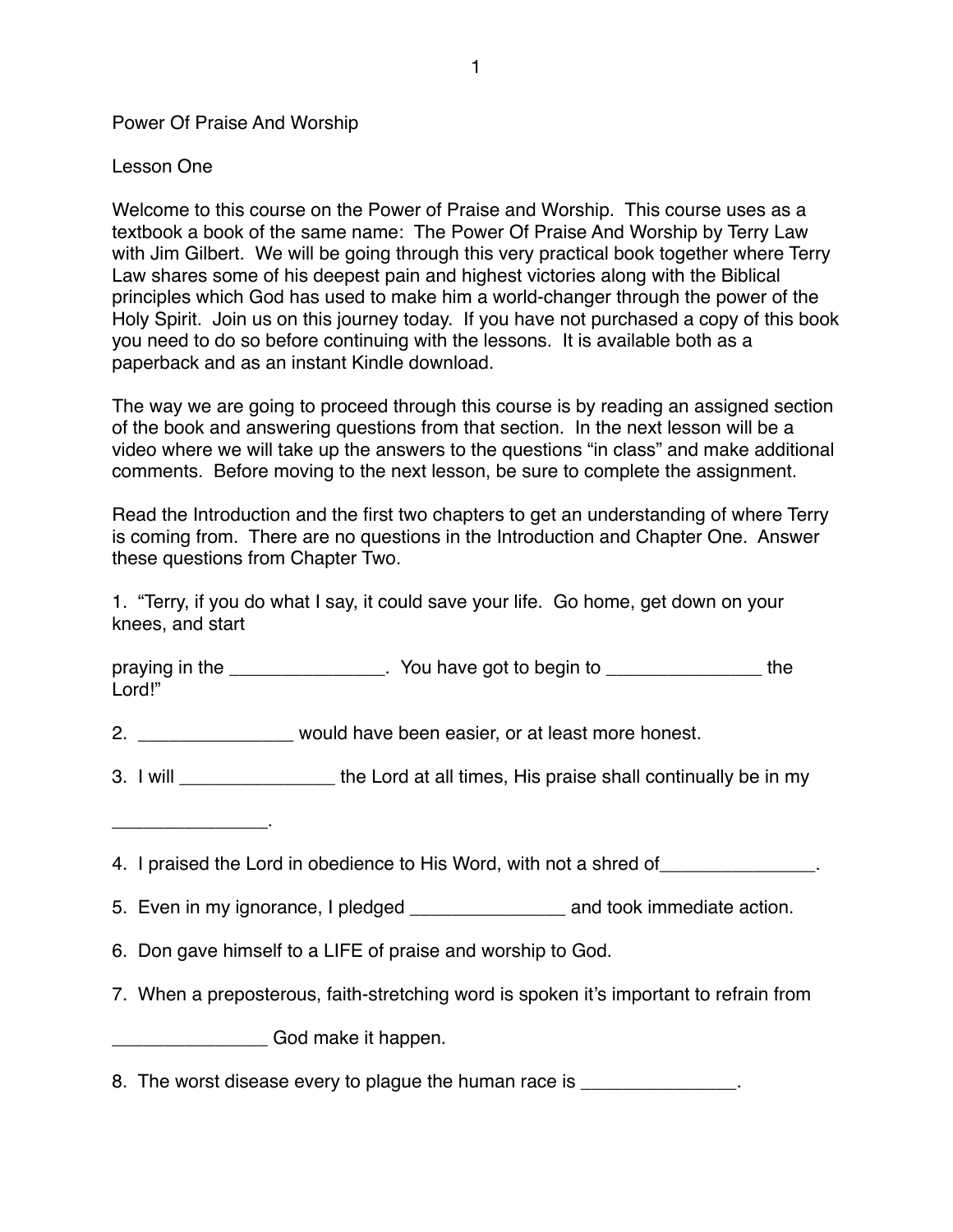Power Of Praise And Worship

Lesson One

Welcome to this course on the Power of Praise and Worship. This course uses as a textbook a book of the same name: The Power Of Praise And Worship by Terry Law with Jim Gilbert. We will be going through this very practical book together where Terry Law shares some of his deepest pain and highest victories along with the Biblical principles which God has used to make him a world-changer through the power of the Holy Spirit. Join us on this journey today. If you have not purchased a copy of this book you need to do so before continuing with the lessons. It is available both as a paperback and as an instant Kindle download.

The way we are going to proceed through this course is by reading an assigned section of the book and answering questions from that section. In the next lesson will be a video where we will take up the answers to the questions "in class" and make additional comments. Before moving to the next lesson, be sure to complete the assignment.

Read the Introduction and the first two chapters to get an understanding of where Terry is coming from. There are no questions in the Introduction and Chapter One. Answer these questions from Chapter Two.

1. "Terry, if you do what I say, it could save your life. Go home, get down on your knees, and start

praying in the _______________. You have got to begin to _______________ the Lord!"

2. _______________ would have been easier, or at least more honest.

3. I will _______________ the Lord at all times, His praise shall continually be in my

_______________.

4. I praised the Lord in obedience to His Word, with not a shred of_______________.

5. Even in my ignorance, I pledged _______________ and took immediate action.

6. Don gave himself to a LIFE of praise and worship to God.

7. When a preposterous, faith-stretching word is spoken it's important to refrain from

_______________ God make it happen.

8. The worst disease every to plague the human race is _______________.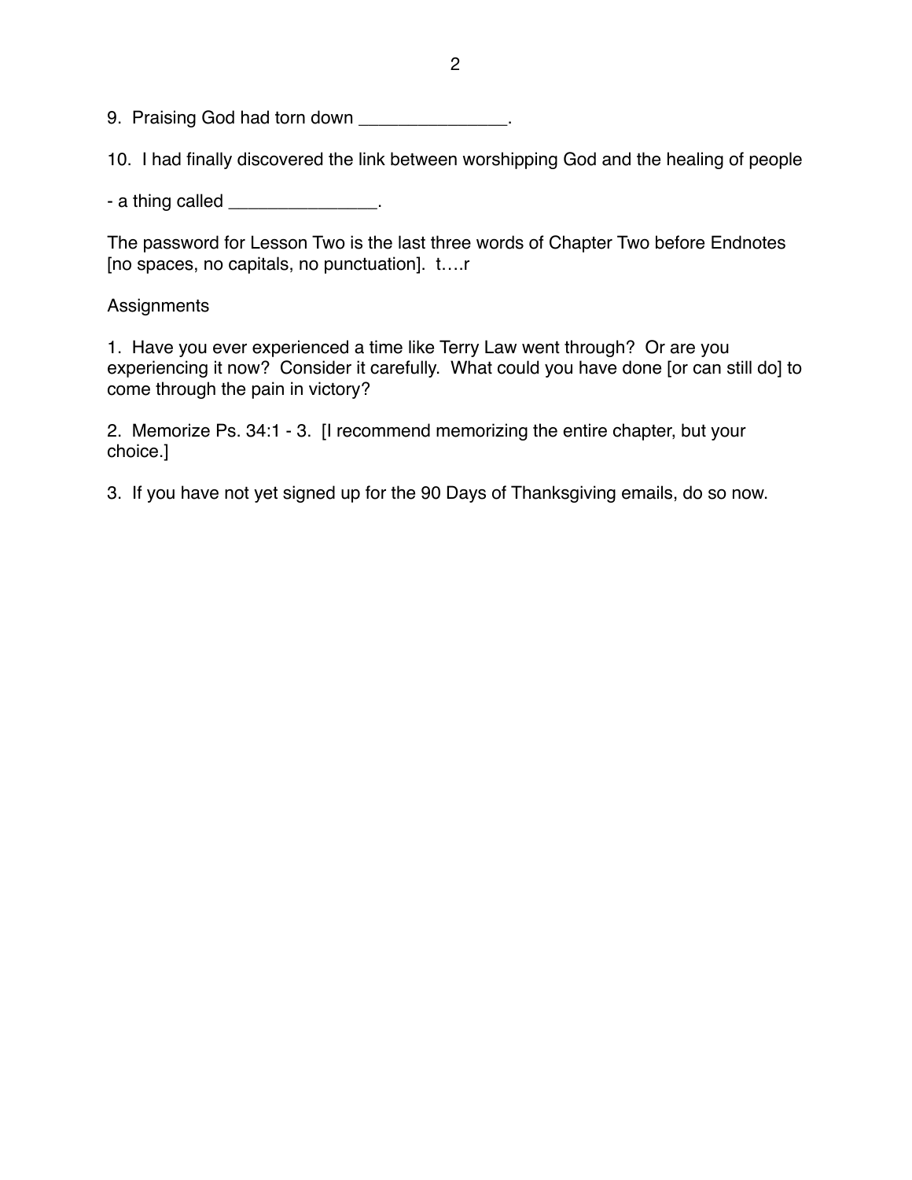9. Praising God had torn down _______________.

10. I had finally discovered the link between worshipping God and the healing of people

- a thing called _______________.

The password for Lesson Two is the last three words of Chapter Two before Endnotes [no spaces, no capitals, no punctuation]. t….r

Assignments

1. Have you ever experienced a time like Terry Law went through? Or are you experiencing it now? Consider it carefully. What could you have done [or can still do] to come through the pain in victory?

2. Memorize Ps. 34:1 - 3. [I recommend memorizing the entire chapter, but your choice.]

3. If you have not yet signed up for the 90 Days of Thanksgiving emails, do so now.